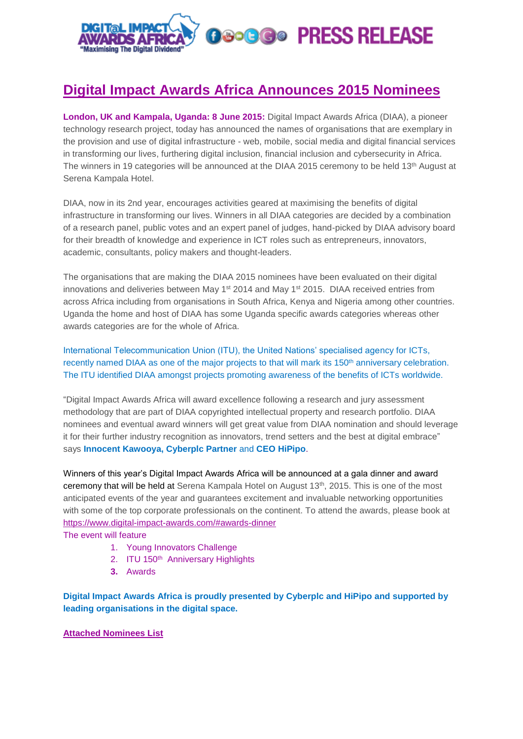# Digital Impact Awards Africa Announces 2015 Nominees

**London, UK and Kampala, Uganda: 8 June 2015:** Digital Impact Awards Africa (DIAA), a pioneer technology research project, today has announced the names of organisations that are exemplary in the provision and use of digital infrastructure - web, mobile, social media and digital financial services in transforming our lives, furthering digital inclusion, financial inclusion and cybersecurity in Africa. The winners in 19 categories will be announced at the DIAA 2015 ceremony to be held 13th August at Serena Kampala Hotel.

DIAA, now in its 2nd year, encourages activities geared at maximising the benefits of digital infrastructure in transforming our lives. Winners in all DIAA categories are decided by a combination of a research panel, public votes and an expert panel of judges, hand-picked by DIAA advisory board for their breadth of knowledge and experience in ICT roles such as entrepreneurs, innovators, academic, consultants, policy makers and thought-leaders.

The organisations that are making the DIAA 2015 nominees have been evaluated on their digital innovations and deliveries between May 1st 2014 and May 1st 2015. DIAA received entries from across Africa including from organisations in South Africa, Kenya and Nigeria among other countries. Uganda the home and host of DIAA has some Uganda specific awards categories whereas other awards categories are for the whole of Africa.

International Telecommunication Union (ITU), the United Nations' specialised agency for ICTs, recently named DIAA as one of the major projects to that will mark its 150th anniversary celebration. The ITU identified DIAA amongst projects promoting awareness of the benefits of ICTs worldwide.

"Digital Impact Awards Africa will award excellence following a research and jury assessment methodology that are part of DIAA copyrighted intellectual property and research portfolio. DIAA nominees and eventual award winners will get great value from DIAA nomination and should leverage it for their further industry recognition as innovators, trend setters and the best at digital embrace" says **Innocent Kawooya, Cyberplc Partner** and **CEO HiPipo**.

Winners of this year's Digital Impact Awards Africa will be announced at a gala dinner and award ceremony that will be held at Serena Kampala Hotel on August 13th, 2015. This is one of the most anticipated events of the year and guarantees excitement and invaluable networking opportunities with some of the top corporate professionals on the continent. To attend the awards, please book at https://www.digital-impact-awards.com/#awards-dinner

The event will feature

1. Young Innovators Challenge
2. ITU 150th Anniversary Highlights
3. Awards

**Digital Impact Awards Africa is proudly presented by Cyberplc and HiPipo and supported by leading organisations in the digital space.**

**Attached Nominees List**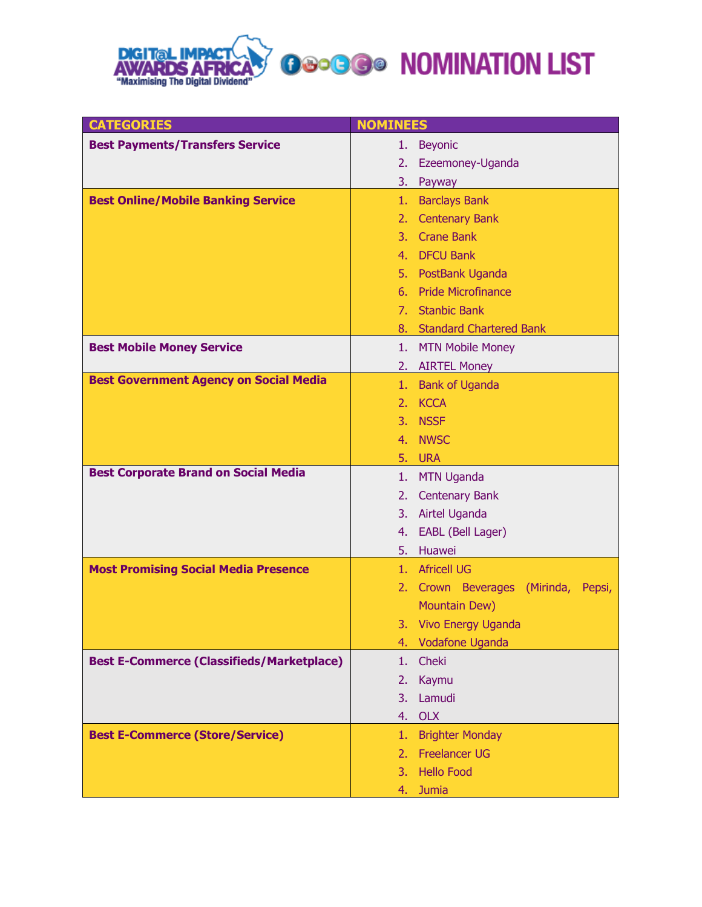# DIGITAL IMPACT AWARDS AFRICA

"Maximising The Digital Dividend"

# NOMINATION LIST

| CATEGORIES | NOMINEES |
|---|---|
| **Best Payments/Transfers Service** | 1. Beyonic<br>2. Ezeemoney-Uganda<br>3. Payway |
| **Best Online/Mobile Banking Service** | 1. Barclays Bank<br>2. Centenary Bank<br>3. Crane Bank<br>4. DFCU Bank<br>5. PostBank Uganda<br>6. Pride Microfinance<br>7. Stanbic Bank<br>8. Standard Chartered Bank |
| **Best Mobile Money Service** | 1. MTN Mobile Money<br>2. AIRTEL Money |
| **Best Government Agency on Social Media** | 1. Bank of Uganda<br>2. KCCA<br>3. NSSF<br>4. NWSC<br>5. URA |
| **Best Corporate Brand on Social Media** | 1. MTN Uganda<br>2. Centenary Bank<br>3. Airtel Uganda<br>4. EABL (Bell Lager)<br>5. Huawei |
| **Most Promising Social Media Presence** | 1. Africell UG<br>2. Crown Beverages (Mirinda, Pepsi, Mountain Dew)<br>3. Vivo Energy Uganda<br>4. Vodafone Uganda |
| **Best E-Commerce (Classifieds/Marketplace)** | 1. Cheki<br>2. Kaymu<br>3. Lamudi<br>4. OLX |
| **Best E-Commerce (Store/Service)** | 1. Brighter Monday<br>2. Freelancer UG<br>3. Hello Food<br>4. Jumia |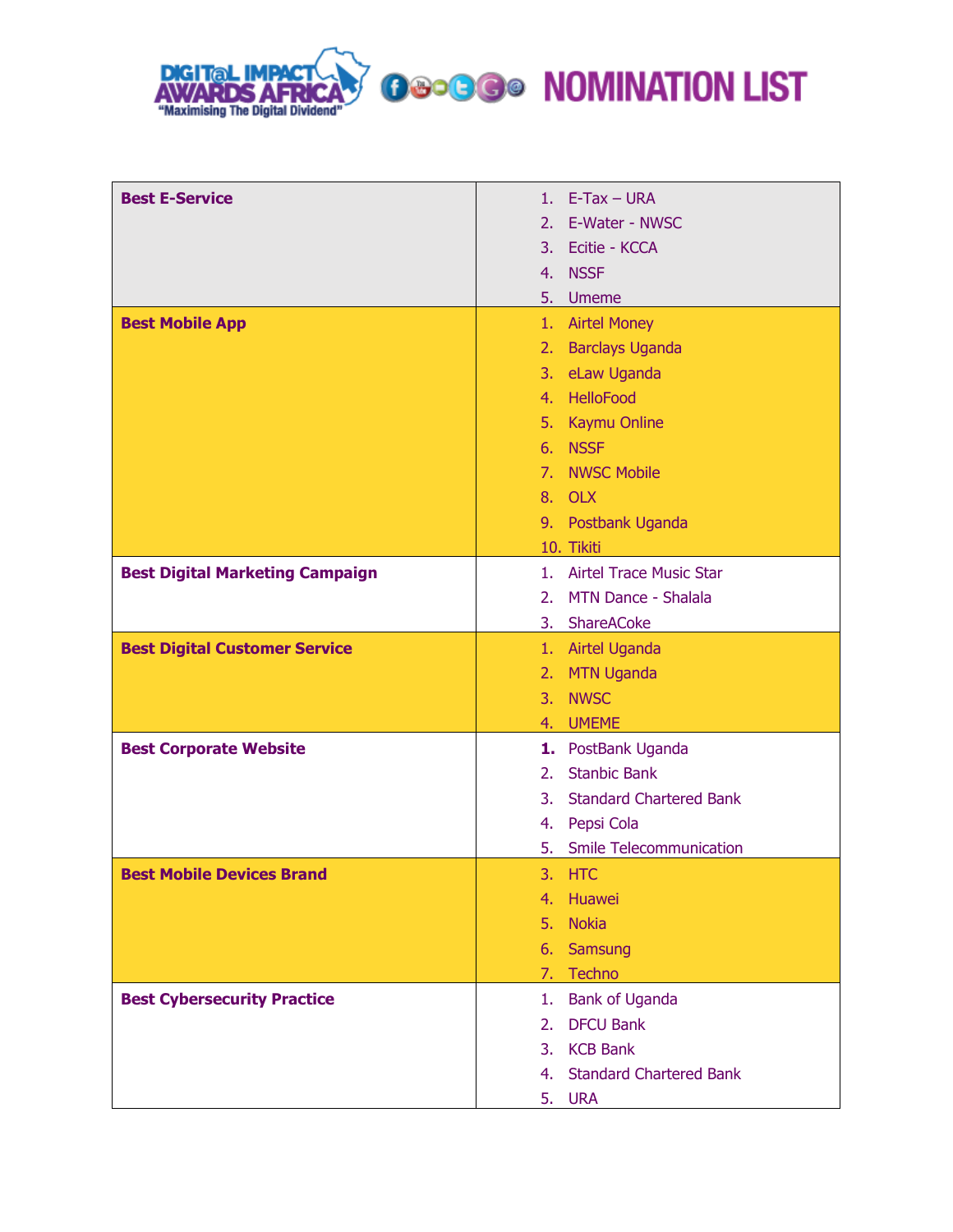# NOMINATION LIST

Digital Impact Awards Africa — "Maximising The Digital Dividend"

| Category | Nominees |
| --- | --- |
| **Best E-Service** | 1. E-Tax – URA<br>2. E-Water - NWSC<br>3. Ecitie - KCCA<br>4. NSSF<br>5. Umeme |
| **Best Mobile App** | 1. Airtel Money<br>2. Barclays Uganda<br>3. eLaw Uganda<br>4. HelloFood<br>5. Kaymu Online<br>6. NSSF<br>7. NWSC Mobile<br>8. OLX<br>9. Postbank Uganda<br>10. Tikiti |
| **Best Digital Marketing Campaign** | 1. Airtel Trace Music Star<br>2. MTN Dance - Shalala<br>3. ShareACoke |
| **Best Digital Customer Service** | 1. Airtel Uganda<br>2. MTN Uganda<br>3. NWSC<br>4. UMEME |
| **Best Corporate Website** | 1. PostBank Uganda<br>2. Stanbic Bank<br>3. Standard Chartered Bank<br>4. Pepsi Cola<br>5. Smile Telecommunication |
| **Best Mobile Devices Brand** | 3. HTC<br>4. Huawei<br>5. Nokia<br>6. Samsung<br>7. Techno |
| **Best Cybersecurity Practice** | 1. Bank of Uganda<br>2. DFCU Bank<br>3. KCB Bank<br>4. Standard Chartered Bank<br>5. URA |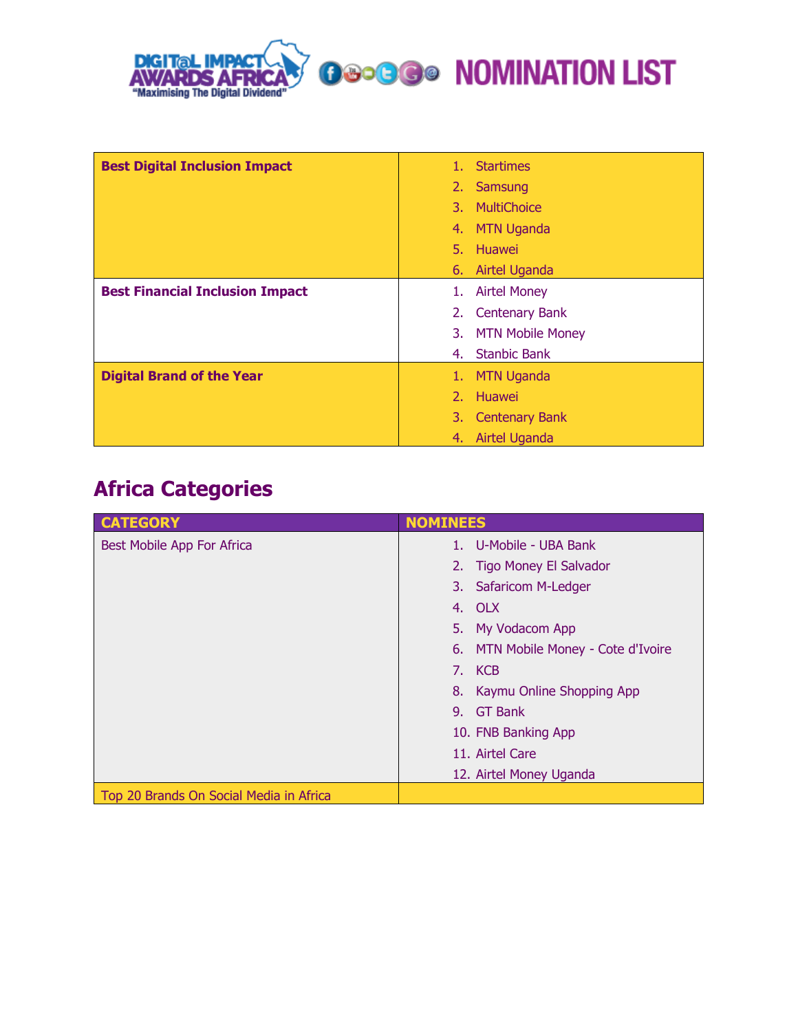# DIGITAL IMPACT AWARDS AFRICA "Maximising The Digital Dividend" NOMINATION LIST

| | |
|---|---|
| **Best Digital Inclusion Impact** | 1. Startimes<br>2. Samsung<br>3. MultiChoice<br>4. MTN Uganda<br>5. Huawei<br>6. Airtel Uganda |
| **Best Financial Inclusion Impact** | 1. Airtel Money<br>2. Centenary Bank<br>3. MTN Mobile Money<br>4. Stanbic Bank |
| **Digital Brand of the Year** | 1. MTN Uganda<br>2. Huawei<br>3. Centenary Bank<br>4. Airtel Uganda |

## Africa Categories

| CATEGORY | NOMINEES |
|---|---|
| Best Mobile App For Africa | 1. U-Mobile - UBA Bank<br>2. Tigo Money El Salvador<br>3. Safaricom M-Ledger<br>4. OLX<br>5. My Vodacom App<br>6. MTN Mobile Money - Cote d'Ivoire<br>7. KCB<br>8. Kaymu Online Shopping App<br>9. GT Bank<br>10. FNB Banking App<br>11. Airtel Care<br>12. Airtel Money Uganda |
| Top 20 Brands On Social Media in Africa | |